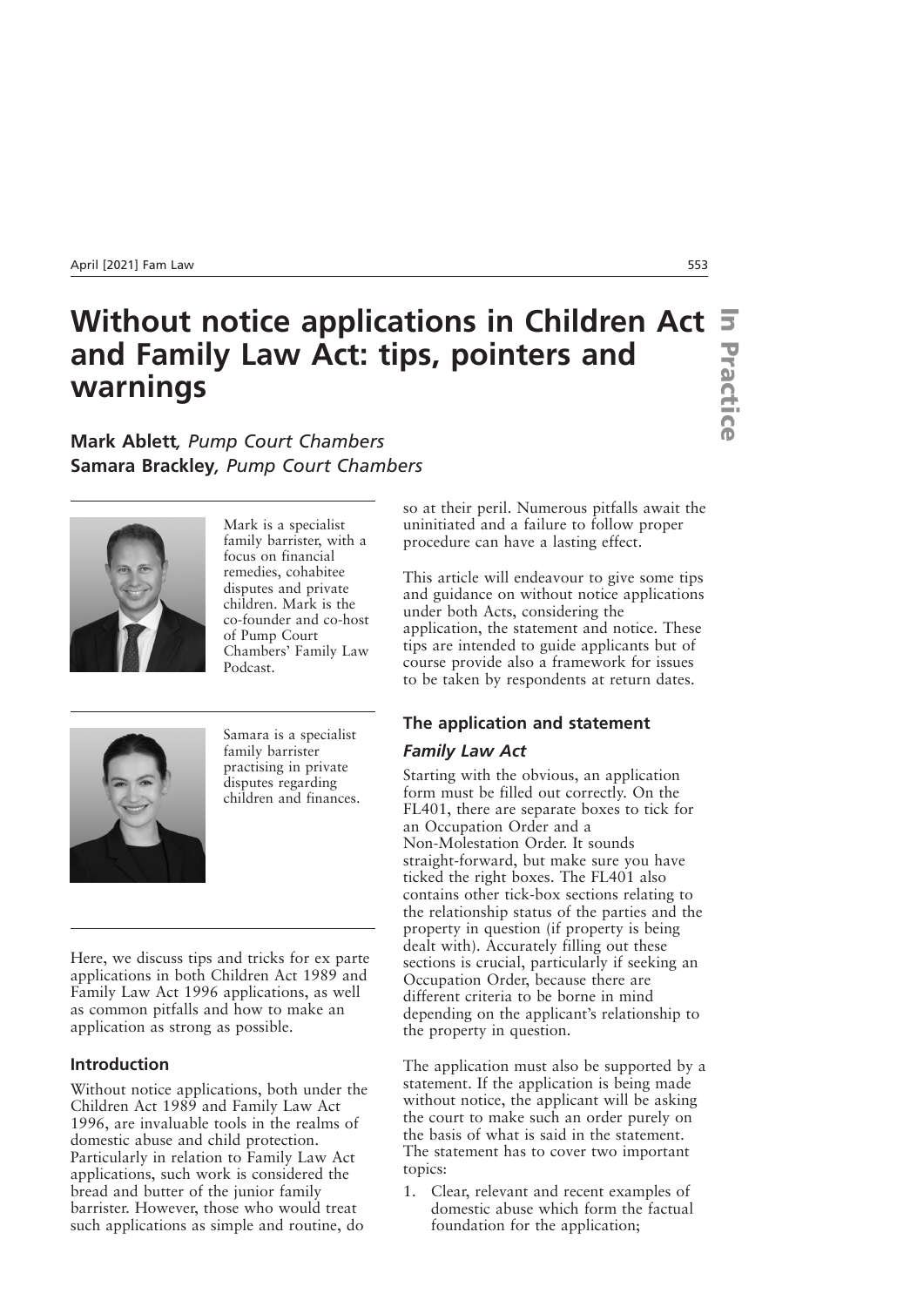# Without notice applications in Children Act and Family Law Act: tips, pointers and warnings

**Mark Ablett**, *Pump Court Chambers*
**Samara Brackley**, *Pump Court Chambers*

Mark is a specialist family barrister, with a focus on financial remedies, cohabitee disputes and private children. Mark is the co-founder and co-host of Pump Court Chambers' Family Law Podcast.

Samara is a specialist family barrister practising in private disputes regarding children and finances.

Here, we discuss tips and tricks for ex parte applications in both Children Act 1989 and Family Law Act 1996 applications, as well as common pitfalls and how to make an application as strong as possible.

## Introduction

Without notice applications, both under the Children Act 1989 and Family Law Act 1996, are invaluable tools in the realms of domestic abuse and child protection. Particularly in relation to Family Law Act applications, such work is considered the bread and butter of the junior family barrister. However, those who would treat such applications as simple and routine, do so at their peril. Numerous pitfalls await the uninitiated and a failure to follow proper procedure can have a lasting effect.

This article will endeavour to give some tips and guidance on without notice applications under both Acts, considering the application, the statement and notice. These tips are intended to guide applicants but of course provide also a framework for issues to be taken by respondents at return dates.

## The application and statement

### *Family Law Act*

Starting with the obvious, an application form must be filled out correctly. On the FL401, there are separate boxes to tick for an Occupation Order and a Non-Molestation Order. It sounds straight-forward, but make sure you have ticked the right boxes. The FL401 also contains other tick-box sections relating to the relationship status of the parties and the property in question (if property is being dealt with). Accurately filling out these sections is crucial, particularly if seeking an Occupation Order, because there are different criteria to be borne in mind depending on the applicant's relationship to the property in question.

The application must also be supported by a statement. If the application is being made without notice, the applicant will be asking the court to make such an order purely on the basis of what is said in the statement. The statement has to cover two important topics:

1. Clear, relevant and recent examples of domestic abuse which form the factual foundation for the application;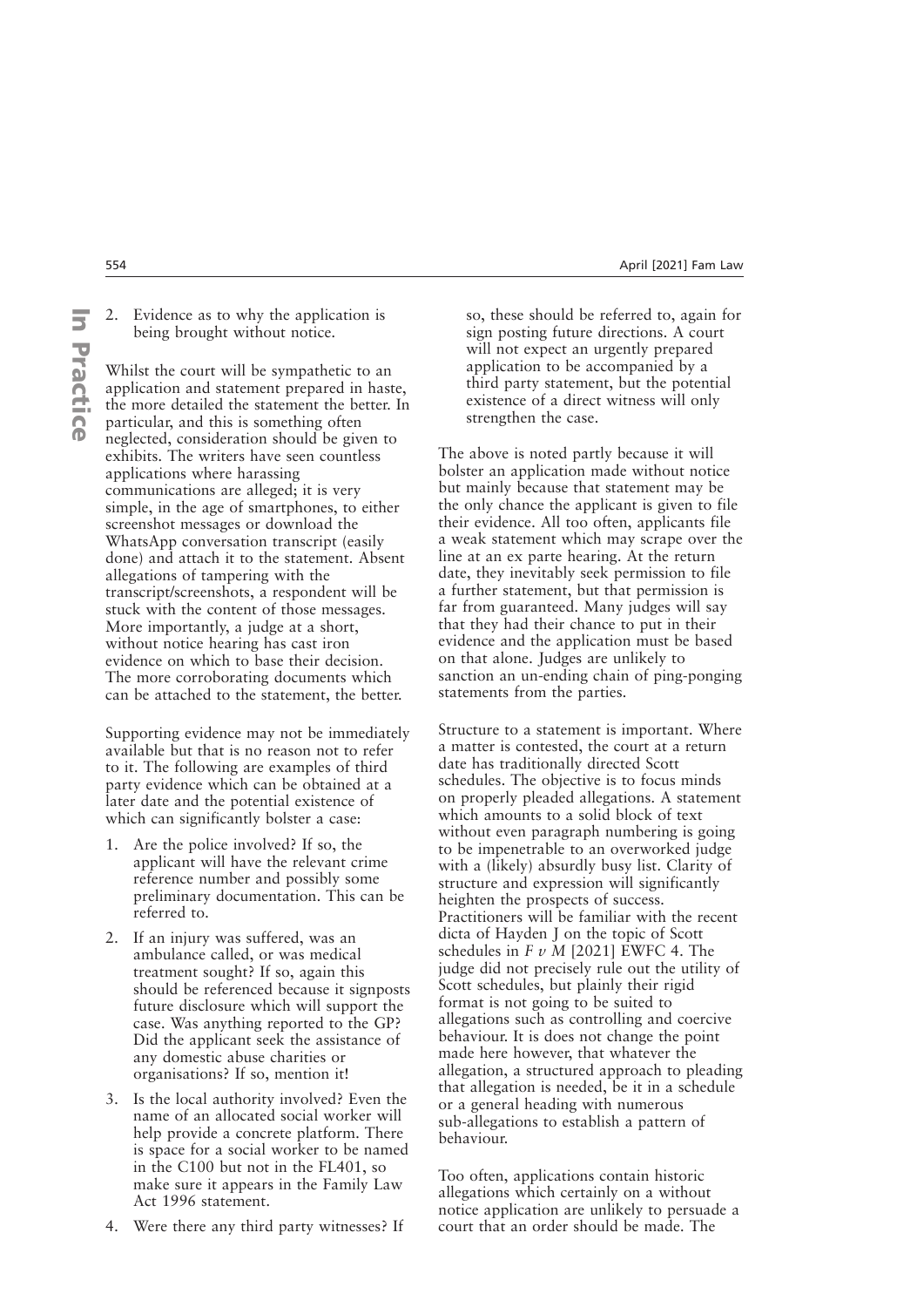2. Evidence as to why the application is being brought without notice.

Whilst the court will be sympathetic to an application and statement prepared in haste, the more detailed the statement the better. In particular, and this is something often neglected, consideration should be given to exhibits. The writers have seen countless applications where harassing communications are alleged; it is very simple, in the age of smartphones, to either screenshot messages or download the WhatsApp conversation transcript (easily done) and attach it to the statement. Absent allegations of tampering with the transcript/screenshots, a respondent will be stuck with the content of those messages. More importantly, a judge at a short, without notice hearing has cast iron evidence on which to base their decision. The more corroborating documents which can be attached to the statement, the better.

Supporting evidence may not be immediately available but that is no reason not to refer to it. The following are examples of third party evidence which can be obtained at a later date and the potential existence of which can significantly bolster a case:

1. Are the police involved? If so, the applicant will have the relevant crime reference number and possibly some preliminary documentation. This can be referred to.
2. If an injury was suffered, was an ambulance called, or was medical treatment sought? If so, again this should be referenced because it signposts future disclosure which will support the case. Was anything reported to the GP? Did the applicant seek the assistance of any domestic abuse charities or organisations? If so, mention it!
3. Is the local authority involved? Even the name of an allocated social worker will help provide a concrete platform. There is space for a social worker to be named in the C100 but not in the FL401, so make sure it appears in the Family Law Act 1996 statement.
4. Were there any third party witnesses? If so, these should be referred to, again for sign posting future directions. A court will not expect an urgently prepared application to be accompanied by a third party statement, but the potential existence of a direct witness will only strengthen the case.

The above is noted partly because it will bolster an application made without notice but mainly because that statement may be the only chance the applicant is given to file their evidence. All too often, applicants file a weak statement which may scrape over the line at an ex parte hearing. At the return date, they inevitably seek permission to file a further statement, but that permission is far from guaranteed. Many judges will say that they had their chance to put in their evidence and the application must be based on that alone. Judges are unlikely to sanction an un-ending chain of ping-ponging statements from the parties.

Structure to a statement is important. Where a matter is contested, the court at a return date has traditionally directed Scott schedules. The objective is to focus minds on properly pleaded allegations. A statement which amounts to a solid block of text without even paragraph numbering is going to be impenetrable to an overworked judge with a (likely) absurdly busy list. Clarity of structure and expression will significantly heighten the prospects of success. Practitioners will be familiar with the recent dicta of Hayden J on the topic of Scott schedules in *F v M* [2021] EWFC 4. The judge did not precisely rule out the utility of Scott schedules, but plainly their rigid format is not going to be suited to allegations such as controlling and coercive behaviour. It is does not change the point made here however, that whatever the allegation, a structured approach to pleading that allegation is needed, be it in a schedule or a general heading with numerous sub-allegations to establish a pattern of behaviour.

Too often, applications contain historic allegations which certainly on a without notice application are unlikely to persuade a court that an order should be made. The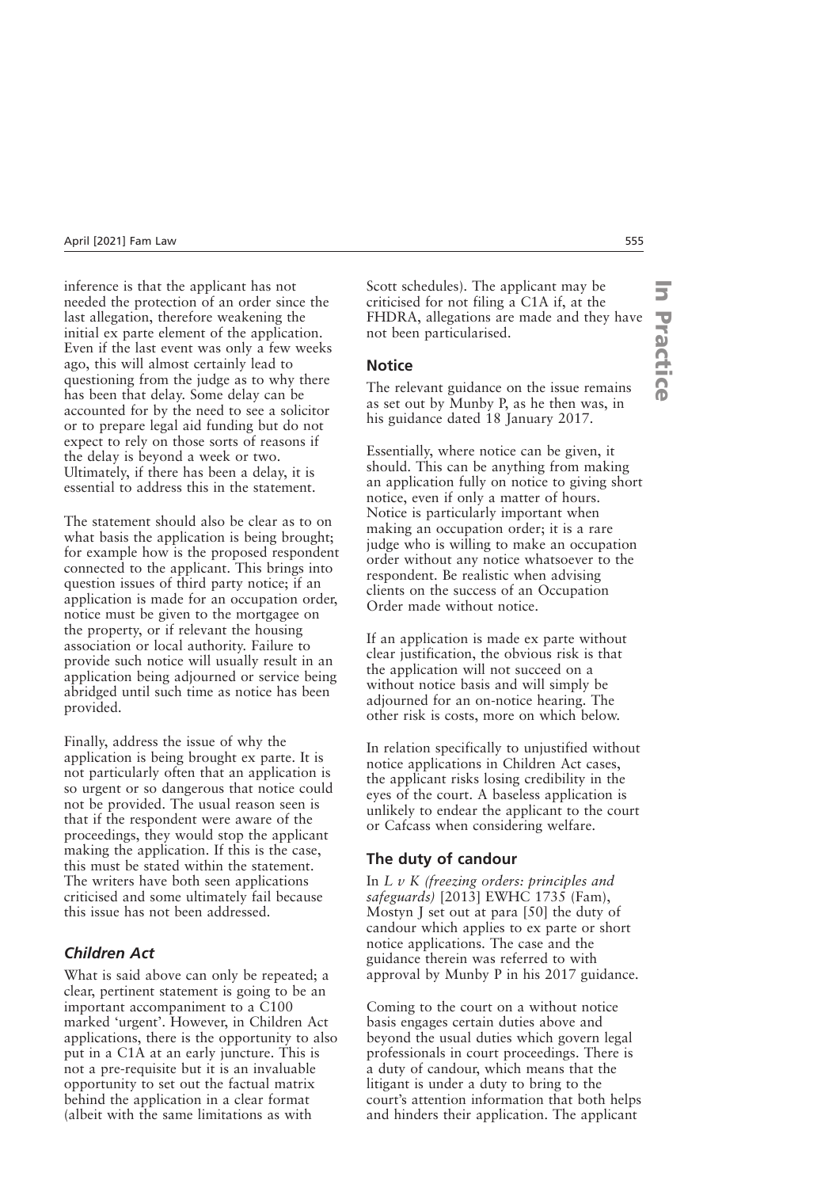inference is that the applicant has not needed the protection of an order since the last allegation, therefore weakening the initial ex parte element of the application. Even if the last event was only a few weeks ago, this will almost certainly lead to questioning from the judge as to why there has been that delay. Some delay can be accounted for by the need to see a solicitor or to prepare legal aid funding but do not expect to rely on those sorts of reasons if the delay is beyond a week or two. Ultimately, if there has been a delay, it is essential to address this in the statement.

The statement should also be clear as to on what basis the application is being brought; for example how is the proposed respondent connected to the applicant. This brings into question issues of third party notice; if an application is made for an occupation order, notice must be given to the mortgagee on the property, or if relevant the housing association or local authority. Failure to provide such notice will usually result in an application being adjourned or service being abridged until such time as notice has been provided.

Finally, address the issue of why the application is being brought ex parte. It is not particularly often that an application is so urgent or so dangerous that notice could not be provided. The usual reason seen is that if the respondent were aware of the proceedings, they would stop the applicant making the application. If this is the case, this must be stated within the statement. The writers have both seen applications criticised and some ultimately fail because this issue has not been addressed.

### *Children Act*

What is said above can only be repeated; a clear, pertinent statement is going to be an important accompaniment to a C100 marked 'urgent'. However, in Children Act applications, there is the opportunity to also put in a C1A at an early juncture. This is not a pre-requisite but it is an invaluable opportunity to set out the factual matrix behind the application in a clear format (albeit with the same limitations as with Scott schedules). The applicant may be criticised for not filing a C1A if, at the FHDRA, allegations are made and they have not been particularised.

## Notice

The relevant guidance on the issue remains as set out by Munby P, as he then was, in his guidance dated 18 January 2017.

Essentially, where notice can be given, it should. This can be anything from making an application fully on notice to giving short notice, even if only a matter of hours. Notice is particularly important when making an occupation order; it is a rare judge who is willing to make an occupation order without any notice whatsoever to the respondent. Be realistic when advising clients on the success of an Occupation Order made without notice.

If an application is made ex parte without clear justification, the obvious risk is that the application will not succeed on a without notice basis and will simply be adjourned for an on-notice hearing. The other risk is costs, more on which below.

In relation specifically to unjustified without notice applications in Children Act cases, the applicant risks losing credibility in the eyes of the court. A baseless application is unlikely to endear the applicant to the court or Cafcass when considering welfare.

## The duty of candour

In *L v K (freezing orders: principles and safeguards)* [2013] EWHC 1735 (Fam), Mostyn J set out at para [50] the duty of candour which applies to ex parte or short notice applications. The case and the guidance therein was referred to with approval by Munby P in his 2017 guidance.

Coming to the court on a without notice basis engages certain duties above and beyond the usual duties which govern legal professionals in court proceedings. There is a duty of candour, which means that the litigant is under a duty to bring to the court's attention information that both helps and hinders their application. The applicant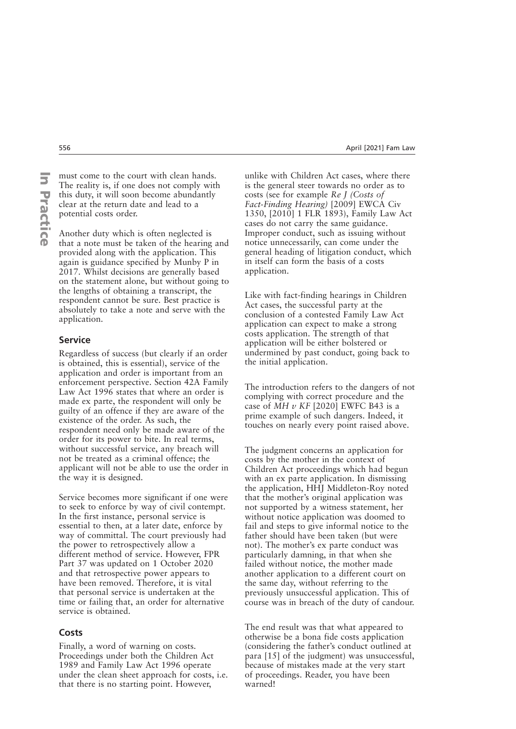must come to the court with clean hands. The reality is, if one does not comply with this duty, it will soon become abundantly clear at the return date and lead to a potential costs order.

Another duty which is often neglected is that a note must be taken of the hearing and provided along with the application. This again is guidance specified by Munby P in 2017. Whilst decisions are generally based on the statement alone, but without going to the lengths of obtaining a transcript, the respondent cannot be sure. Best practice is absolutely to take a note and serve with the application.

### Service

Regardless of success (but clearly if an order is obtained, this is essential), service of the application and order is important from an enforcement perspective. Section 42A Family Law Act 1996 states that where an order is made ex parte, the respondent will only be guilty of an offence if they are aware of the existence of the order. As such, the respondent need only be made aware of the order for its power to bite. In real terms, without successful service, any breach will not be treated as a criminal offence; the applicant will not be able to use the order in the way it is designed.

Service becomes more significant if one were to seek to enforce by way of civil contempt. In the first instance, personal service is essential to then, at a later date, enforce by way of committal. The court previously had the power to retrospectively allow a different method of service. However, FPR Part 37 was updated on 1 October 2020 and that retrospective power appears to have been removed. Therefore, it is vital that personal service is undertaken at the time or failing that, an order for alternative service is obtained.

### Costs

Finally, a word of warning on costs. Proceedings under both the Children Act 1989 and Family Law Act 1996 operate under the clean sheet approach for costs, i.e. that there is no starting point. However, unlike with Children Act cases, where there is the general steer towards no order as to costs (see for example *Re J (Costs of Fact-Finding Hearing)* [2009] EWCA Civ 1350, [2010] 1 FLR 1893), Family Law Act cases do not carry the same guidance. Improper conduct, such as issuing without notice unnecessarily, can come under the general heading of litigation conduct, which in itself can form the basis of a costs application.

Like with fact-finding hearings in Children Act cases, the successful party at the conclusion of a contested Family Law Act application can expect to make a strong costs application. The strength of that application will be either bolstered or undermined by past conduct, going back to the initial application.

The introduction refers to the dangers of not complying with correct procedure and the case of *MH v KF* [2020] EWFC B43 is a prime example of such dangers. Indeed, it touches on nearly every point raised above.

The judgment concerns an application for costs by the mother in the context of Children Act proceedings which had begun with an ex parte application. In dismissing the application, HHJ Middleton-Roy noted that the mother's original application was not supported by a witness statement, her without notice application was doomed to fail and steps to give informal notice to the father should have been taken (but were not). The mother's ex parte conduct was particularly damning, in that when she failed without notice, the mother made another application to a different court on the same day, without referring to the previously unsuccessful application. This of course was in breach of the duty of candour.

The end result was that what appeared to otherwise be a bona fide costs application (considering the father's conduct outlined at para [15] of the judgment) was unsuccessful, because of mistakes made at the very start of proceedings. Reader, you have been warned!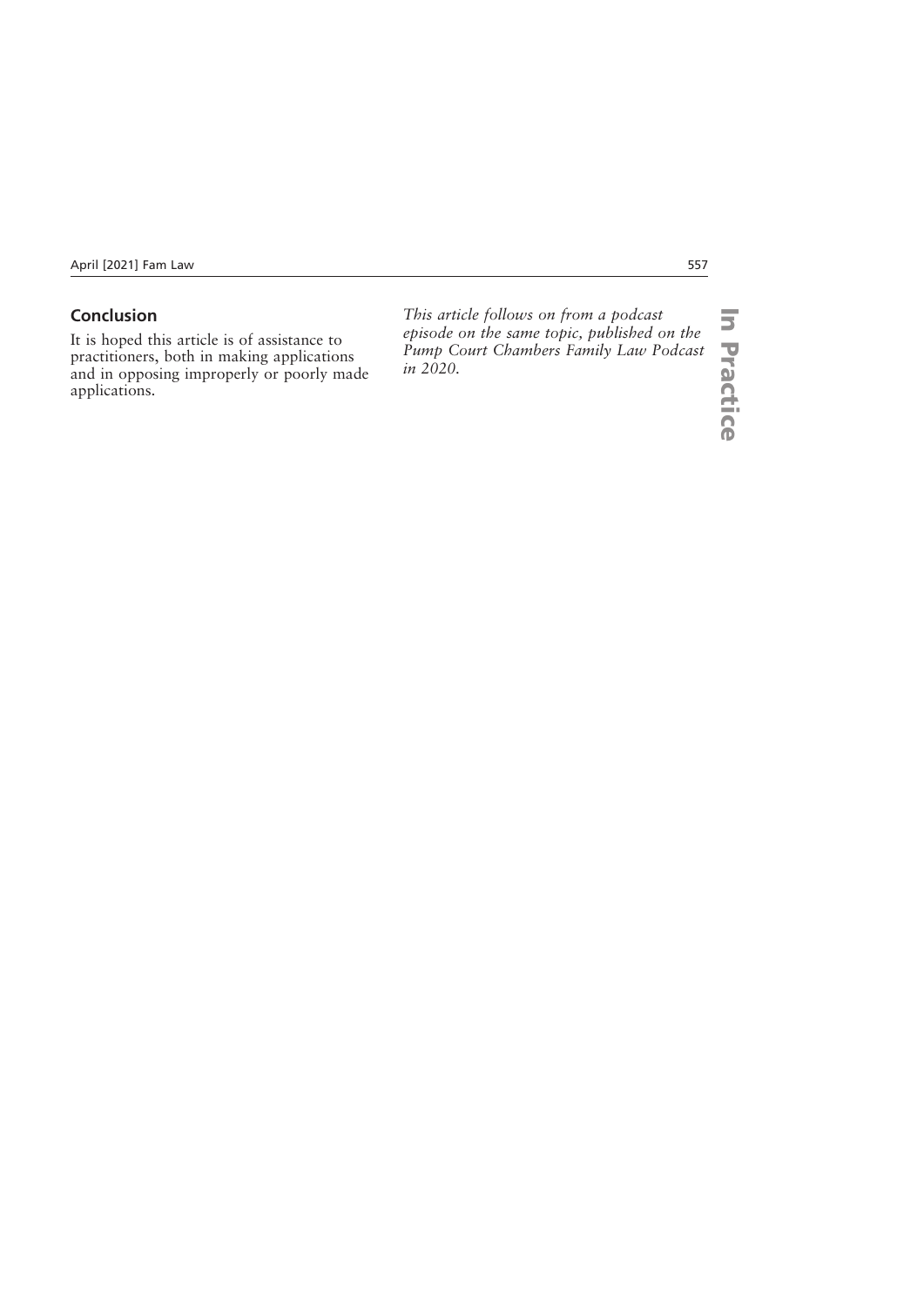## Conclusion

It is hoped this article is of assistance to practitioners, both in making applications and in opposing improperly or poorly made applications.

*This article follows on from a podcast episode on the same topic, published on the Pump Court Chambers Family Law Podcast in 2020.*